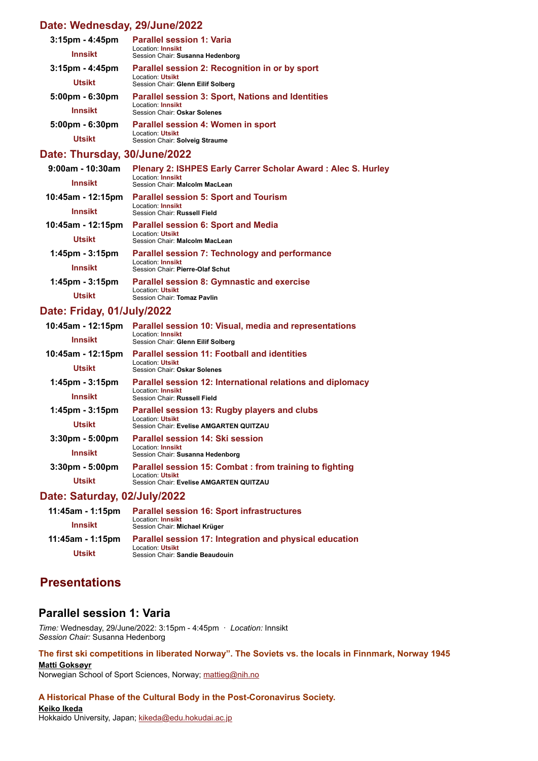## Date: Wednesday, 29/June/2022

**3:15pm - 4:45pm**
**Innsikt**
**Parallel session 1: Varia**
Location: **Innsikt**
Session Chair: **Susanna Hedenborg**

**3:15pm - 4:45pm**
**Utsikt**
**Parallel session 2: Recognition in or by sport**
Location: **Utsikt**
Session Chair: **Glenn Eilif Solberg**

**5:00pm - 6:30pm**
**Innsikt**
**Parallel session 3: Sport, Nations and Identities**
Location: **Innsikt**
Session Chair: **Oskar Solenes**

**5:00pm - 6:30pm**
**Utsikt**
**Parallel session 4: Women in sport**
Location: **Utsikt**
Session Chair: **Solveig Straume**

## Date: Thursday, 30/June/2022

**9:00am - 10:30am**
**Innsikt**
**Plenary 2: ISHPES Early Carrer Scholar Award : Alec S. Hurley**
Location: **Innsikt**
Session Chair: **Malcolm MacLean**

**10:45am - 12:15pm**
**Innsikt**
**Parallel session 5: Sport and Tourism**
Location: **Innsikt**
Session Chair: **Russell Field**

**10:45am - 12:15pm**
**Utsikt**
**Parallel session 6: Sport and Media**
Location: **Utsikt**
Session Chair: **Malcolm MacLean**

**1:45pm - 3:15pm**
**Innsikt**
**Parallel session 7: Technology and performance**
Location: **Innsikt**
Session Chair: **Pierre-Olaf Schut**

**1:45pm - 3:15pm**
**Utsikt**
**Parallel session 8: Gymnastic and exercise**
Location: **Utsikt**
Session Chair: **Tomaz Pavlin**

## Date: Friday, 01/July/2022

**10:45am - 12:15pm**
**Innsikt**
**Parallel session 10: Visual, media and representations**
Location: **Innsikt**
Session Chair: **Glenn Eilif Solberg**

**10:45am - 12:15pm**
**Utsikt**
**Parallel session 11: Football and identities**
Location: **Utsikt**
Session Chair: **Oskar Solenes**

**1:45pm - 3:15pm**
**Innsikt**
**Parallel session 12: International relations and diplomacy**
Location: **Innsikt**
Session Chair: **Russell Field**

**1:45pm - 3:15pm**
**Utsikt**
**Parallel session 13: Rugby players and clubs**
Location: **Utsikt**
Session Chair: **Evelise AMGARTEN QUITZAU**

**3:30pm - 5:00pm**
**Innsikt**
**Parallel session 14: Ski session**
Location: **Innsikt**
Session Chair: **Susanna Hedenborg**

**3:30pm - 5:00pm**
**Utsikt**
**Parallel session 15: Combat : from training to fighting**
Location: **Utsikt**
Session Chair: **Evelise AMGARTEN QUITZAU**

## Date: Saturday, 02/July/2022

**11:45am - 1:15pm**
**Innsikt**
**Parallel session 16: Sport infrastructures**
Location: **Innsikt**
Session Chair: **Michael Krüger**

**11:45am - 1:15pm**
**Utsikt**
**Parallel session 17: Integration and physical education**
Location: **Utsikt**
Session Chair: **Sandie Beaudouin**

# Presentations

## Parallel session 1: Varia

*Time:* Wednesday, 29/June/2022: 3:15pm - 4:45pm · *Location:* Innsikt
*Session Chair:* Susanna Hedenborg

### The first ski competitions in liberated Norway”. The Soviets vs. the locals in Finnmark, Norway 1945

**Matti Goksøyr**
Norwegian School of Sport Sciences, Norway; mattieg@nih.no

### A Historical Phase of the Cultural Body in the Post-Coronavirus Society.

**Keiko Ikeda**
Hokkaido University, Japan; kikeda@edu.hokudai.ac.jp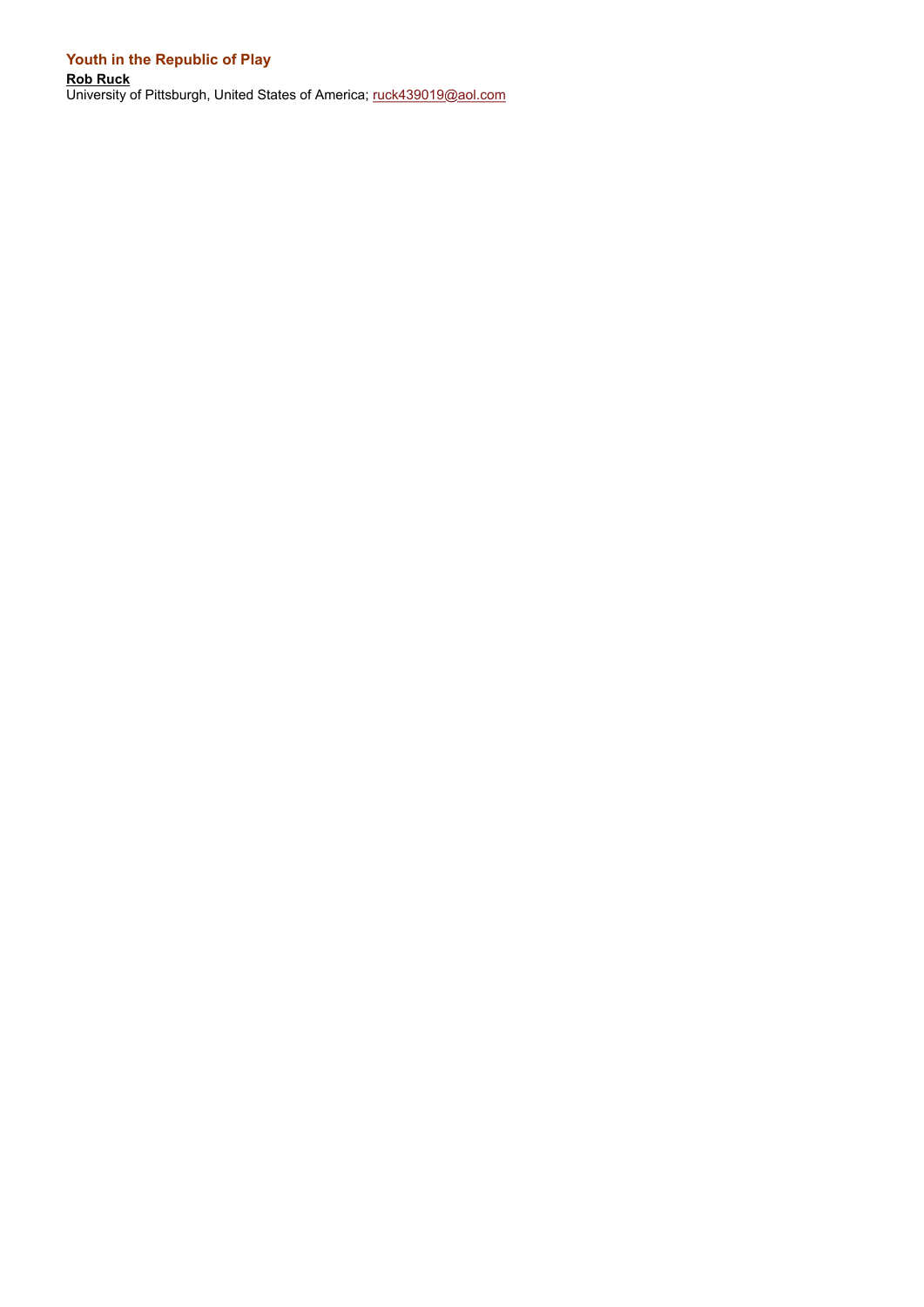## Youth in the Republic of Play

**Rob Ruck**

University of Pittsburgh, United States of America; ruck439019@aol.com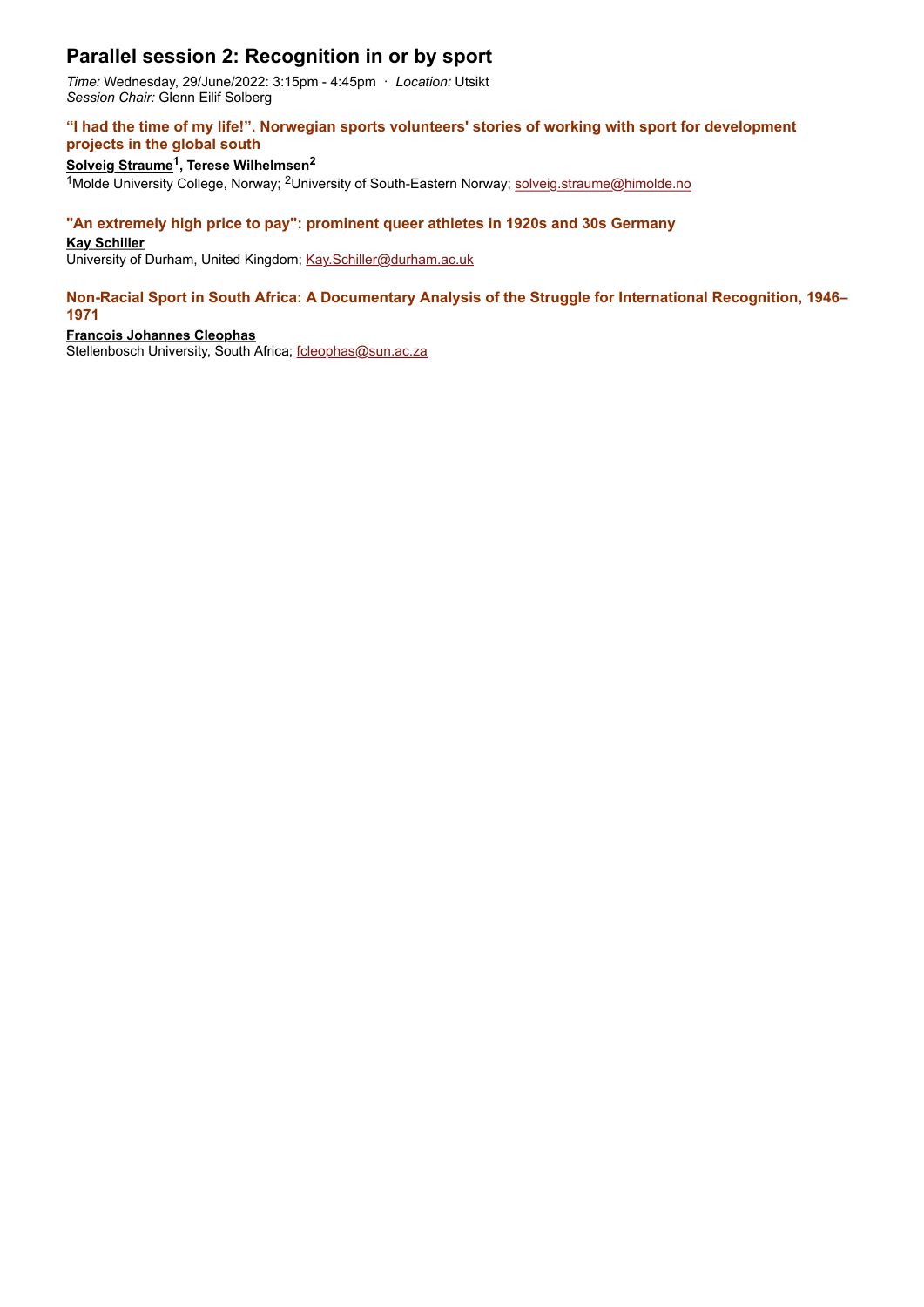## Parallel session 2: Recognition in or by sport

*Time:* Wednesday, 29/June/2022: 3:15pm - 4:45pm · *Location:* Utsikt
*Session Chair:* Glenn Eilif Solberg

### “I had the time of my life!”. Norwegian sports volunteers' stories of working with sport for development projects in the global south

**Solveig Straume[1], Terese Wilhelmsen[2]**

[1]Molde University College, Norway; [2]University of South-Eastern Norway; solveig.straume@himolde.no

### "An extremely high price to pay": prominent queer athletes in 1920s and 30s Germany

**Kay Schiller**

University of Durham, United Kingdom; Kay.Schiller@durham.ac.uk

### Non-Racial Sport in South Africa: A Documentary Analysis of the Struggle for International Recognition, 1946–1971

**Francois Johannes Cleophas**

Stellenbosch University, South Africa; fcleophas@sun.ac.za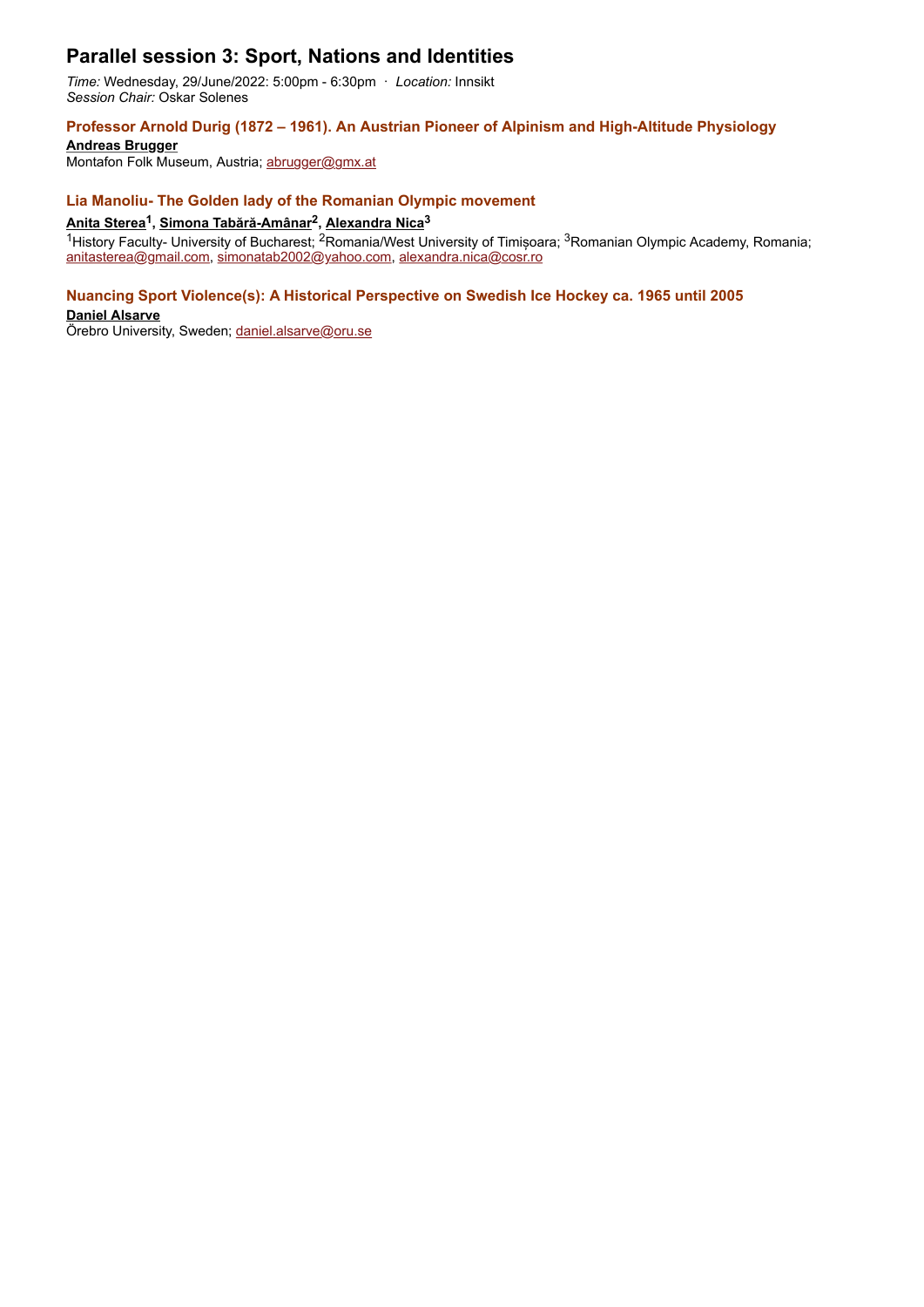# Parallel session 3: Sport, Nations and Identities

*Time:* Wednesday, 29/June/2022: 5:00pm - 6:30pm · *Location:* Innsikt
*Session Chair:* Oskar Solenes

### Professor Arnold Durig (1872 – 1961). An Austrian Pioneer of Alpinism and High-Altitude Physiology

**Andreas Brugger**
Montafon Folk Museum, Austria; abrugger@gmx.at

### Lia Manoliu- The Golden lady of the Romanian Olympic movement

**Anita Sterea[1], Simona Tabără-Amânar[2], Alexandra Nica[3]**
[1]History Faculty- University of Bucharest; [2]Romania/West University of Timișoara; [3]Romanian Olympic Academy, Romania; anitasterea@gmail.com, simonatab2002@yahoo.com, alexandra.nica@cosr.ro

### Nuancing Sport Violence(s): A Historical Perspective on Swedish Ice Hockey ca. 1965 until 2005

**Daniel Alsarve**
Örebro University, Sweden; daniel.alsarve@oru.se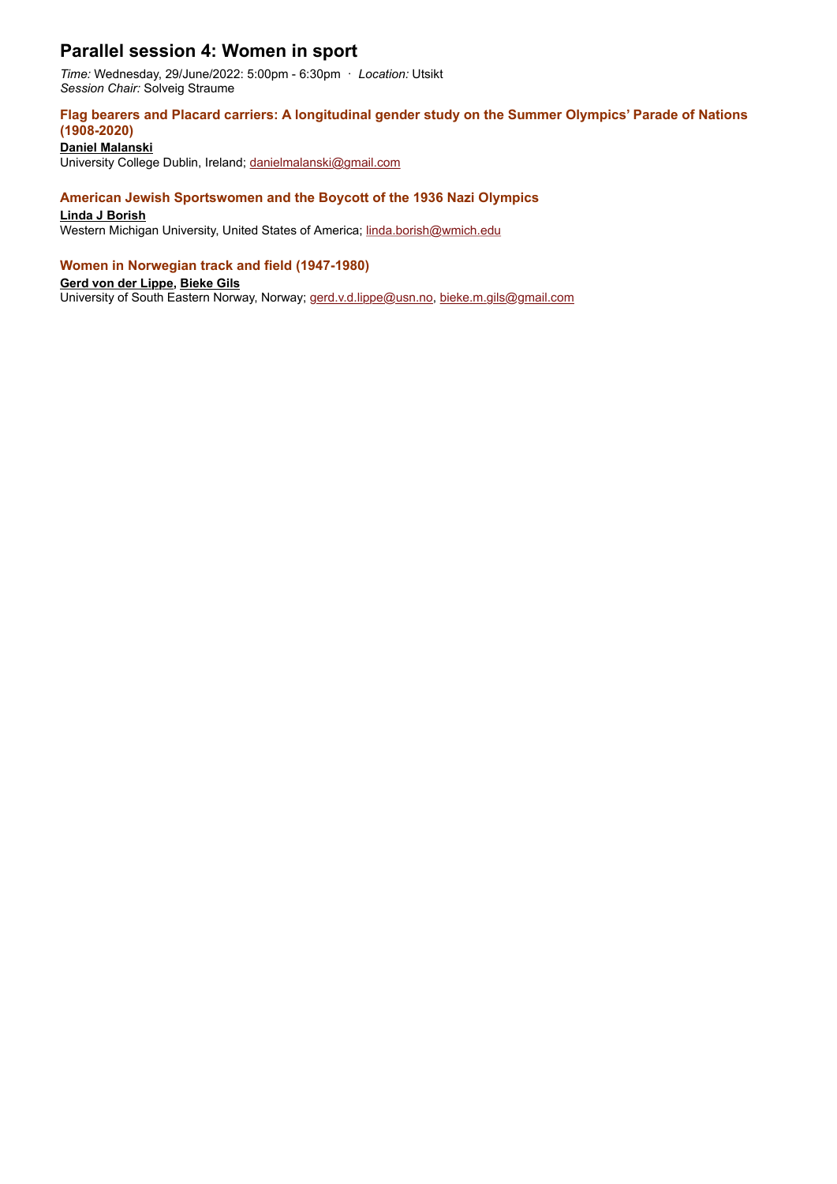## Parallel session 4: Women in sport

*Time:* Wednesday, 29/June/2022: 5:00pm - 6:30pm · *Location:* Utsikt
*Session Chair:* Solveig Straume

### Flag bearers and Placard carriers: A longitudinal gender study on the Summer Olympics' Parade of Nations (1908-2020)

**Daniel Malanski**
University College Dublin, Ireland; danielmalanski@gmail.com

### American Jewish Sportswomen and the Boycott of the 1936 Nazi Olympics

**Linda J Borish**
Western Michigan University, United States of America; linda.borish@wmich.edu

### Women in Norwegian track and field (1947-1980)

**Gerd von der Lippe**, **Bieke Gils**
University of South Eastern Norway, Norway; gerd.v.d.lippe@usn.no, bieke.m.gils@gmail.com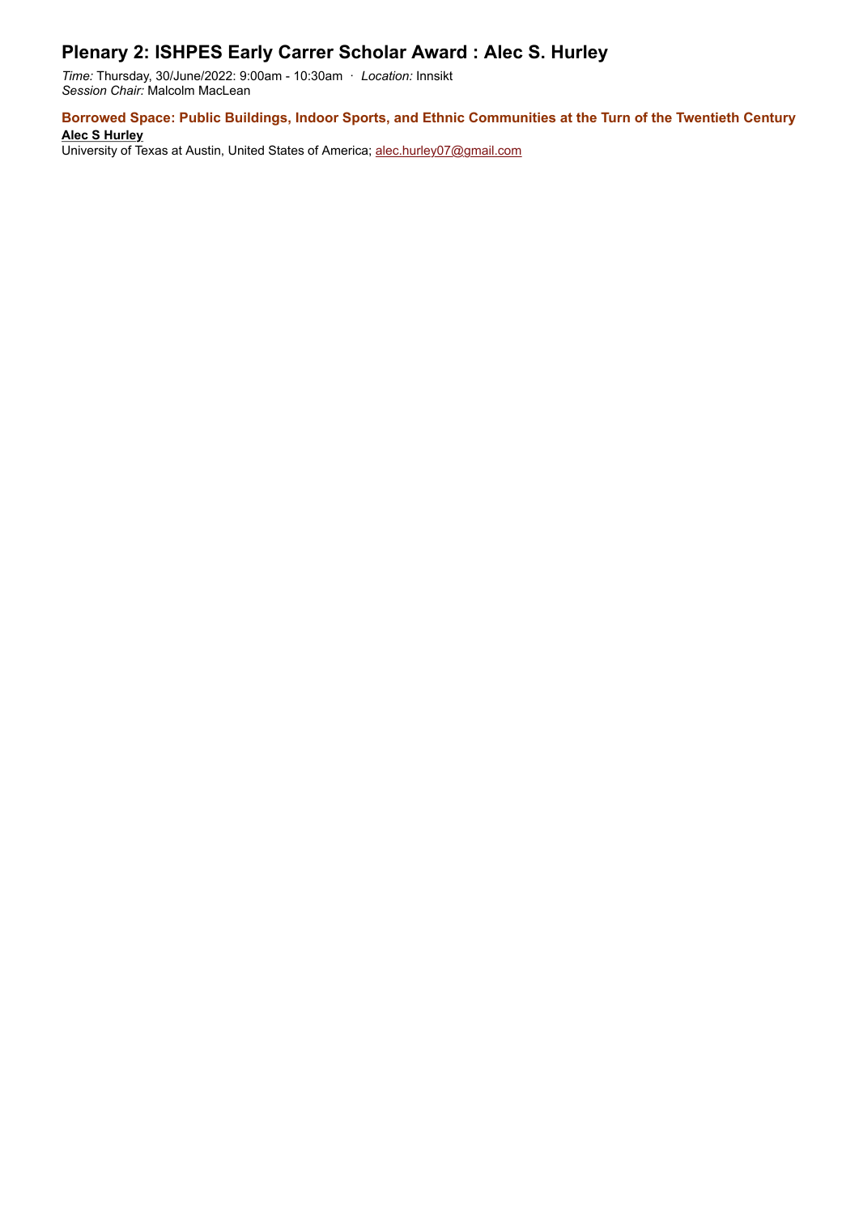## Plenary 2: ISHPES Early Carrer Scholar Award : Alec S. Hurley

*Time:* Thursday, 30/June/2022: 9:00am - 10:30am · *Location:* Innsikt
*Session Chair:* Malcolm MacLean

### Borrowed Space: Public Buildings, Indoor Sports, and Ethnic Communities at the Turn of the Twentieth Century

**Alec S Hurley**
University of Texas at Austin, United States of America; alec.hurley07@gmail.com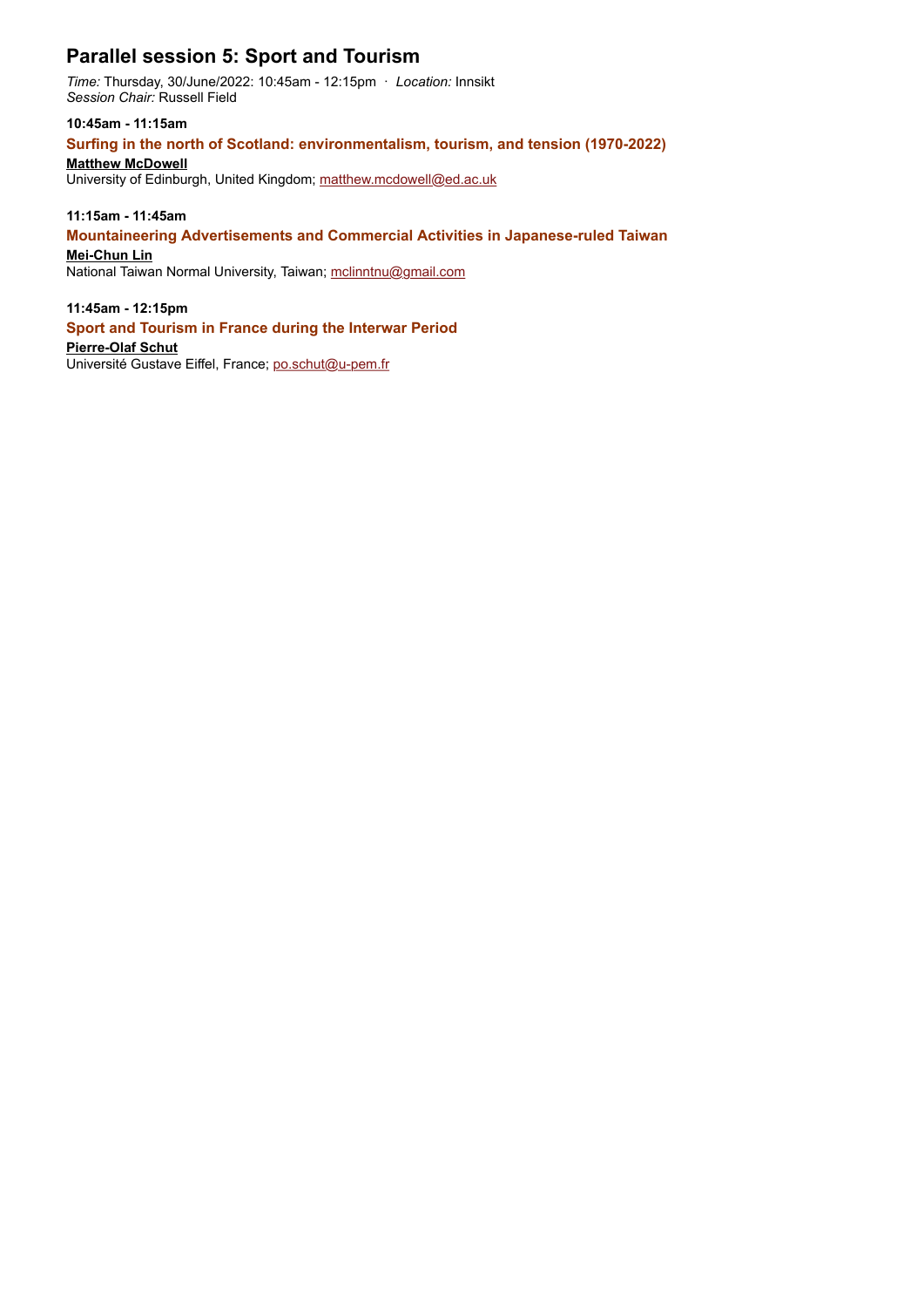## Parallel session 5: Sport and Tourism

*Time:* Thursday, 30/June/2022: 10:45am - 12:15pm · *Location:* Innsikt
*Session Chair:* Russell Field

**10:45am - 11:15am**

### Surfing in the north of Scotland: environmentalism, tourism, and tension (1970-2022)

**Matthew McDowell**
University of Edinburgh, United Kingdom; matthew.mcdowell@ed.ac.uk

**11:15am - 11:45am**

### Mountaineering Advertisements and Commercial Activities in Japanese-ruled Taiwan

**Mei-Chun Lin**
National Taiwan Normal University, Taiwan; mclinntnu@gmail.com

**11:45am - 12:15pm**

### Sport and Tourism in France during the Interwar Period

**Pierre-Olaf Schut**
Université Gustave Eiffel, France; po.schut@u-pem.fr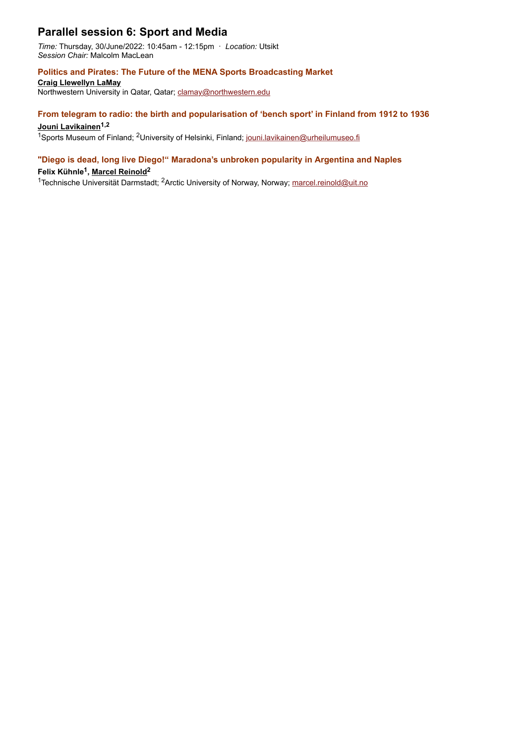## Parallel session 6: Sport and Media

*Time:* Thursday, 30/June/2022: 10:45am - 12:15pm · *Location:* Utsikt
*Session Chair:* Malcolm MacLean

### Politics and Pirates: The Future of the MENA Sports Broadcasting Market

**Craig Llewellyn LaMay**
Northwestern University in Qatar, Qatar; clamay@northwestern.edu

### From telegram to radio: the birth and popularisation of 'bench sport' in Finland from 1912 to 1936

**Jouni Lavikainen**[1,2]
[1]Sports Museum of Finland; [2]University of Helsinki, Finland; jouni.lavikainen@urheilumuseo.fi

### "Diego is dead, long live Diego!" Maradona's unbroken popularity in Argentina and Naples

**Felix Kühnle**[1], **Marcel Reinold**[2]
[1]Technische Universität Darmstadt; [2]Arctic University of Norway, Norway; marcel.reinold@uit.no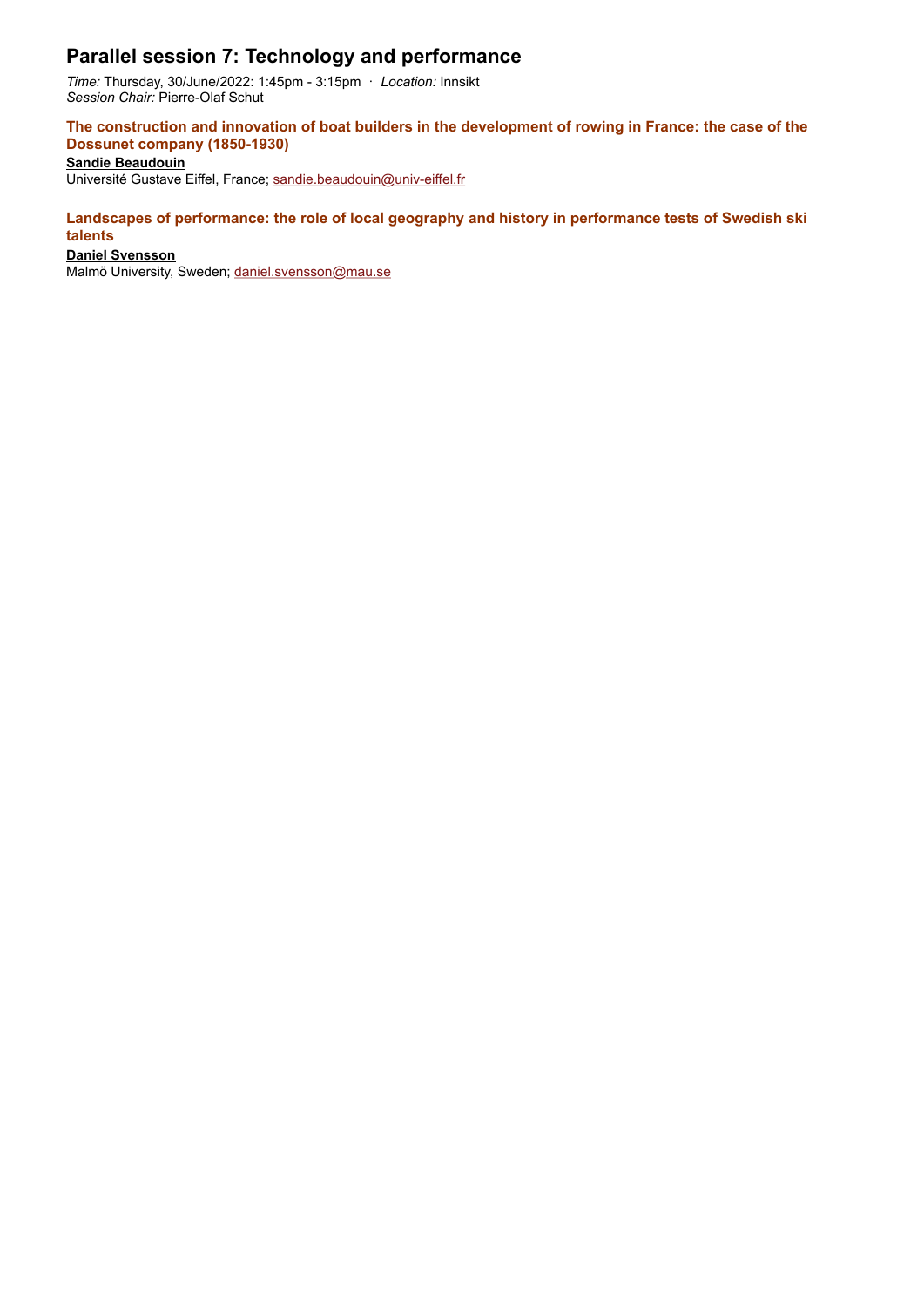## Parallel session 7: Technology and performance

*Time:* Thursday, 30/June/2022: 1:45pm - 3:15pm · *Location:* Innsikt
*Session Chair:* Pierre-Olaf Schut

### The construction and innovation of boat builders in the development of rowing in France: the case of the Dossunet company (1850-1930)

**Sandie Beaudouin**
Université Gustave Eiffel, France; sandie.beaudouin@univ-eiffel.fr

### Landscapes of performance: the role of local geography and history in performance tests of Swedish ski talents

**Daniel Svensson**
Malmö University, Sweden; daniel.svensson@mau.se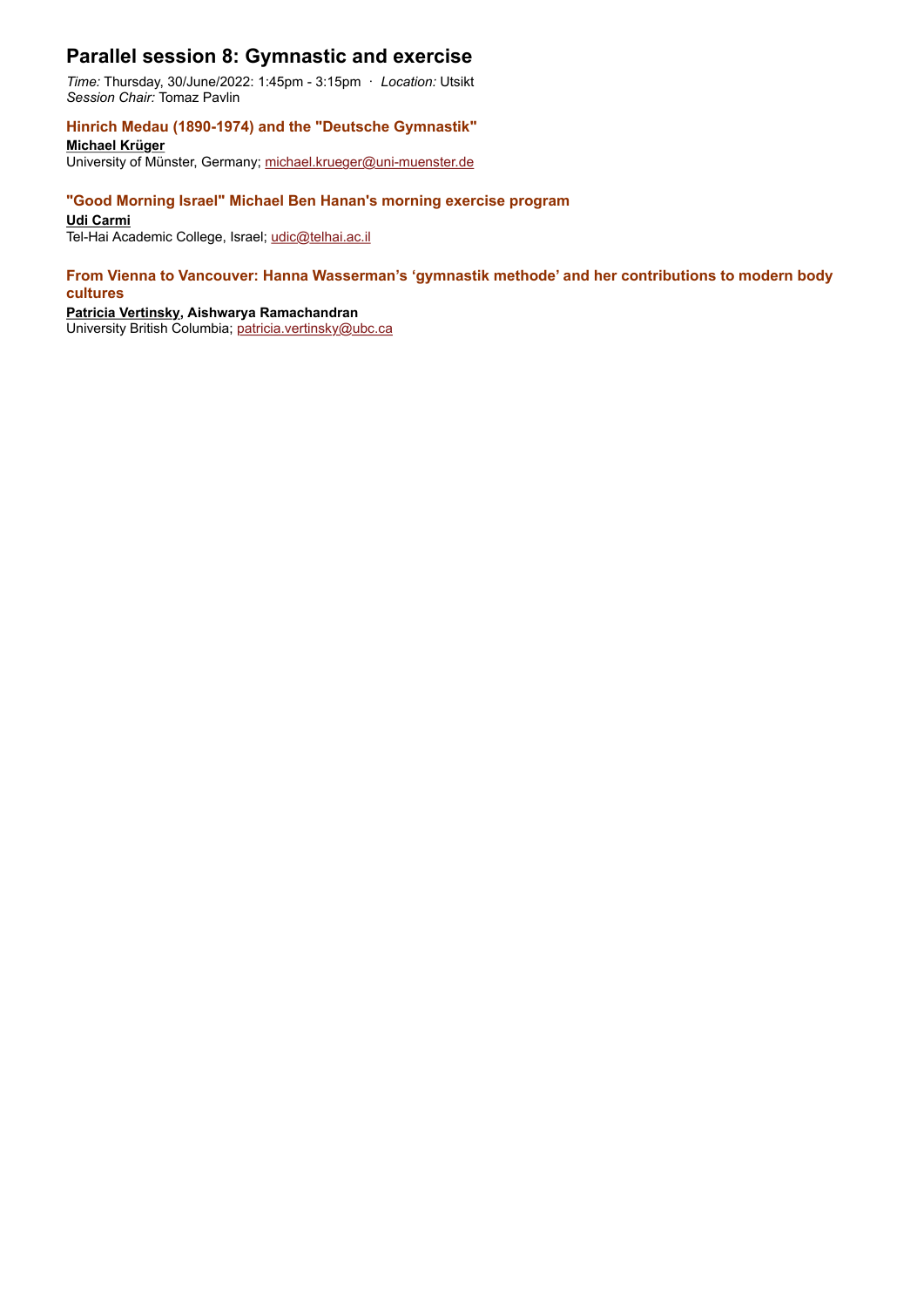## Parallel session 8: Gymnastic and exercise

*Time:* Thursday, 30/June/2022: 1:45pm - 3:15pm · *Location:* Utsikt
*Session Chair:* Tomaz Pavlin

### Hinrich Medau (1890-1974) and the "Deutsche Gymnastik"

**Michael Krüger**
University of Münster, Germany; michael.krueger@uni-muenster.de

### "Good Morning Israel" Michael Ben Hanan's morning exercise program

**Udi Carmi**
Tel-Hai Academic College, Israel; udic@telhai.ac.il

### From Vienna to Vancouver: Hanna Wasserman's 'gymnastik methode' and her contributions to modern body cultures

**Patricia Vertinsky, Aishwarya Ramachandran**
University British Columbia; patricia.vertinsky@ubc.ca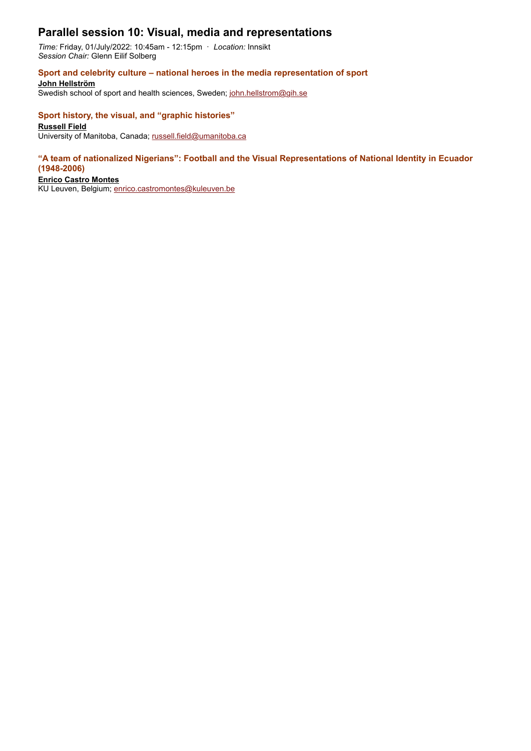# Parallel session 10: Visual, media and representations

*Time:* Friday, 01/July/2022: 10:45am - 12:15pm · *Location:* Innsikt
*Session Chair:* Glenn Eilif Solberg

### Sport and celebrity culture – national heroes in the media representation of sport

**John Hellström**
Swedish school of sport and health sciences, Sweden; john.hellstrom@gih.se

### Sport history, the visual, and "graphic histories"

**Russell Field**
University of Manitoba, Canada; russell.field@umanitoba.ca

### "A team of nationalized Nigerians": Football and the Visual Representations of National Identity in Ecuador (1948-2006)

**Enrico Castro Montes**
KU Leuven, Belgium; enrico.castromontes@kuleuven.be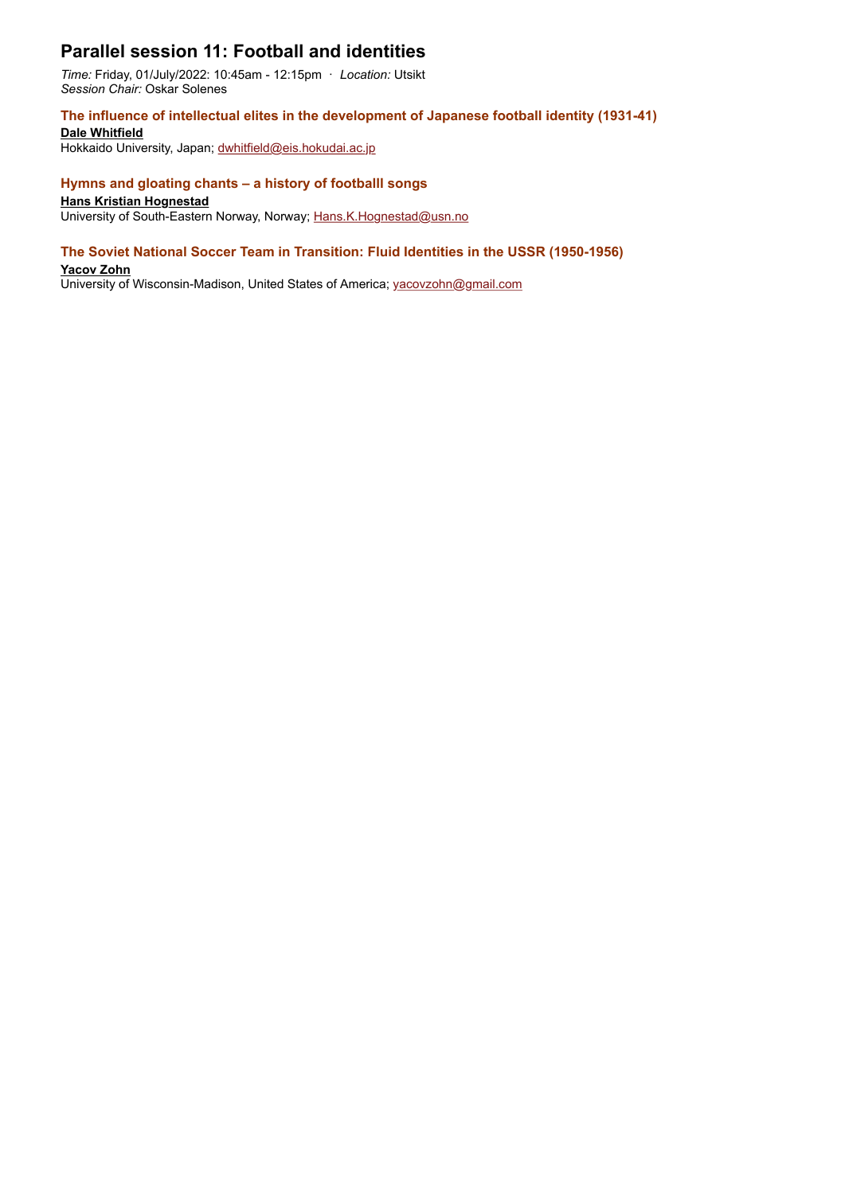## Parallel session 11: Football and identities

*Time:* Friday, 01/July/2022: 10:45am - 12:15pm · *Location:* Utsikt
*Session Chair:* Oskar Solenes

### The influence of intellectual elites in the development of Japanese football identity (1931-41)

**Dale Whitfield**
Hokkaido University, Japan; dwhitfield@eis.hokudai.ac.jp

### Hymns and gloating chants – a history of footballl songs

**Hans Kristian Hognestad**
University of South-Eastern Norway, Norway; Hans.K.Hognestad@usn.no

### The Soviet National Soccer Team in Transition: Fluid Identities in the USSR (1950-1956)

**Yacov Zohn**
University of Wisconsin-Madison, United States of America; yacovzohn@gmail.com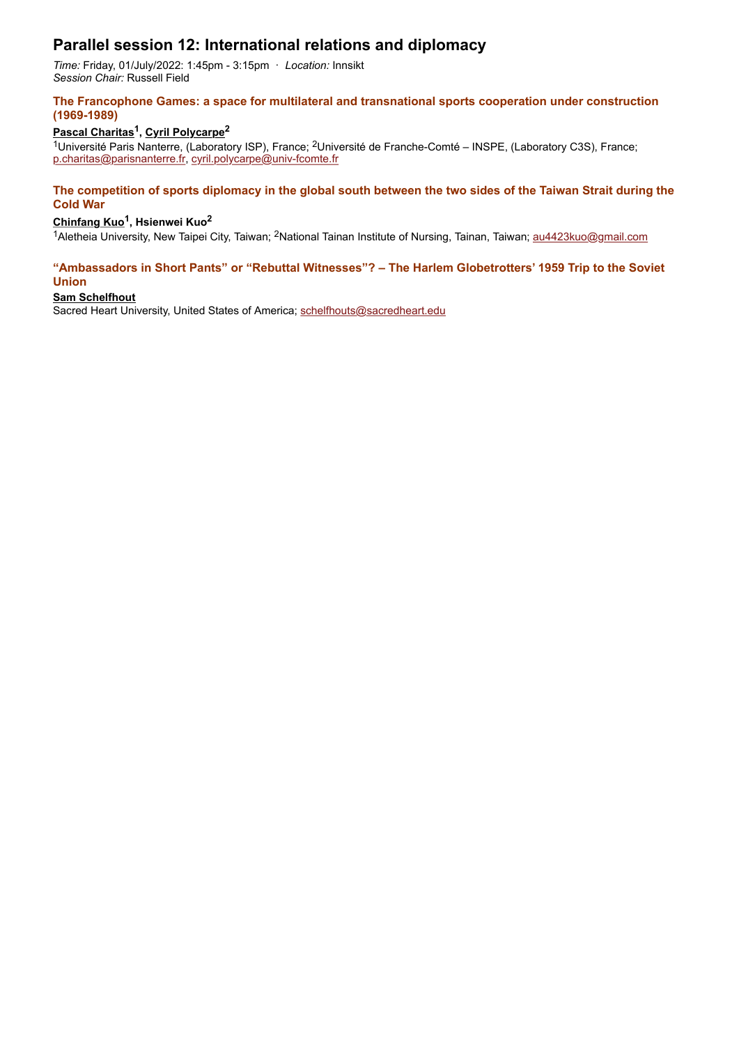# Parallel session 12: International relations and diplomacy

*Time:* Friday, 01/July/2022: 1:45pm - 3:15pm · *Location:* Innsikt
*Session Chair:* Russell Field

### The Francophone Games: a space for multilateral and transnational sports cooperation under construction (1969-1989)

**Pascal Charitas[1], Cyril Polycarpe[2]**

[1]Université Paris Nanterre, (Laboratory ISP), France; [2]Université de Franche-Comté – INSPE, (Laboratory C3S), France; p.charitas@parisnanterre.fr, cyril.polycarpe@univ-fcomte.fr

### The competition of sports diplomacy in the global south between the two sides of the Taiwan Strait during the Cold War

**Chinfang Kuo[1], Hsienwei Kuo[2]**

[1]Aletheia University, New Taipei City, Taiwan; [2]National Tainan Institute of Nursing, Tainan, Taiwan; au4423kuo@gmail.com

### "Ambassadors in Short Pants" or "Rebuttal Witnesses"? – The Harlem Globetrotters' 1959 Trip to the Soviet Union

**Sam Schelfhout**

Sacred Heart University, United States of America; schelfhouts@sacredheart.edu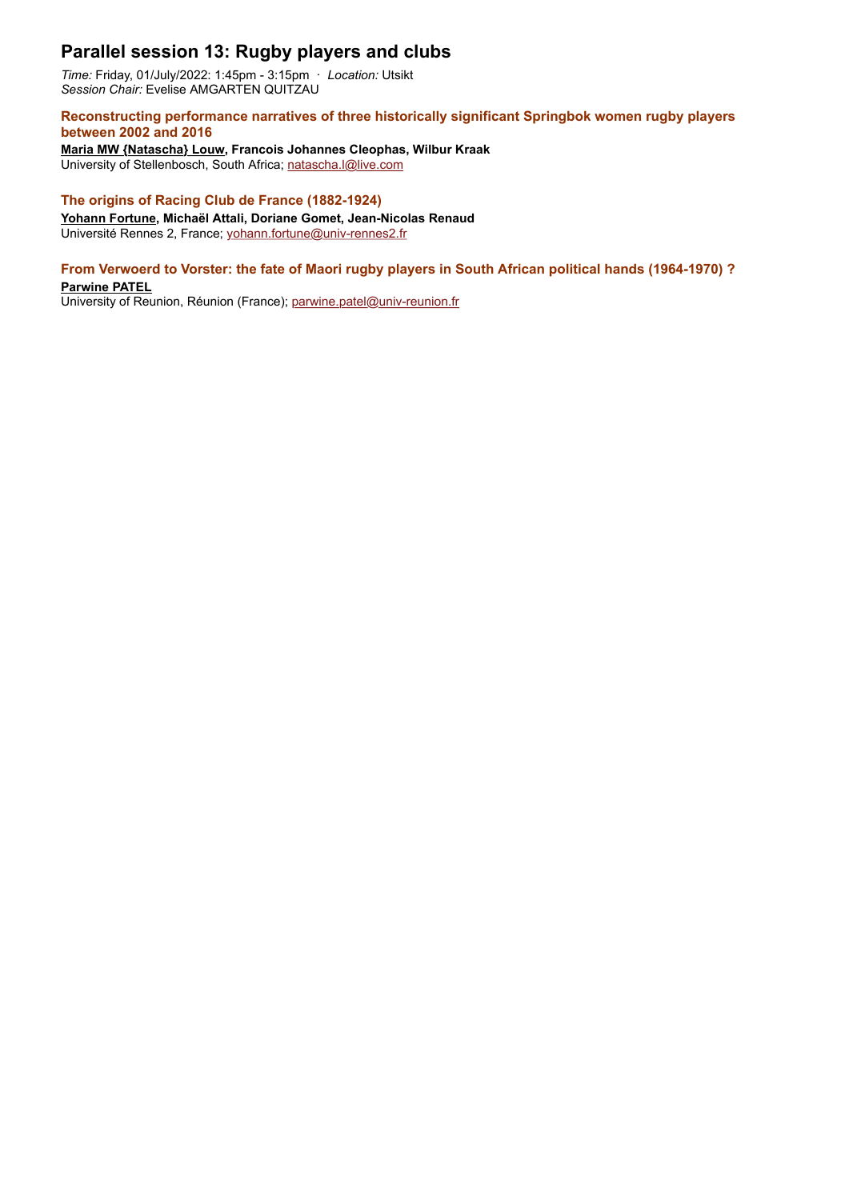## Parallel session 13: Rugby players and clubs

*Time:* Friday, 01/July/2022: 1:45pm - 3:15pm · *Location:* Utsikt
*Session Chair:* Evelise AMGARTEN QUITZAU

### Reconstructing performance narratives of three historically significant Springbok women rugby players between 2002 and 2016

**Maria MW {Natascha} Louw, Francois Johannes Cleophas, Wilbur Kraak**
University of Stellenbosch, South Africa; natascha.l@live.com

### The origins of Racing Club de France (1882-1924)

**Yohann Fortune, Michaël Attali, Doriane Gomet, Jean-Nicolas Renaud**
Université Rennes 2, France; yohann.fortune@univ-rennes2.fr

### From Verwoerd to Vorster: the fate of Maori rugby players in South African political hands (1964-1970) ?

**Parwine PATEL**
University of Reunion, Réunion (France); parwine.patel@univ-reunion.fr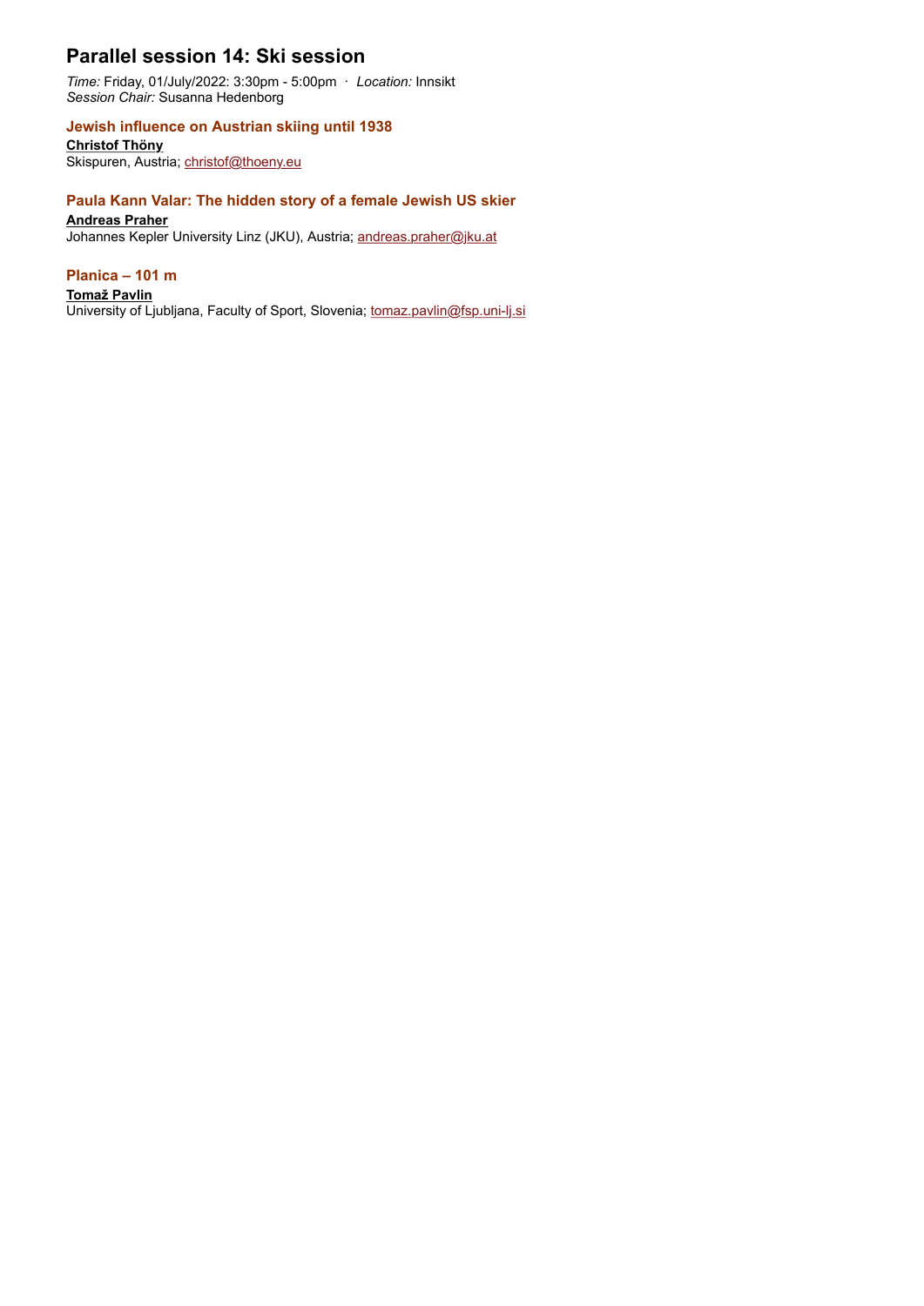## Parallel session 14: Ski session

*Time:* Friday, 01/July/2022: 3:30pm - 5:00pm · *Location:* Innsikt
*Session Chair:* Susanna Hedenborg

### Jewish influence on Austrian skiing until 1938

**Christof Thöny**
Skispuren, Austria; christof@thoeny.eu

### Paula Kann Valar: The hidden story of a female Jewish US skier

**Andreas Praher**
Johannes Kepler University Linz (JKU), Austria; andreas.praher@jku.at

### Planica – 101 m

**Tomaž Pavlin**
University of Ljubljana, Faculty of Sport, Slovenia; tomaz.pavlin@fsp.uni-lj.si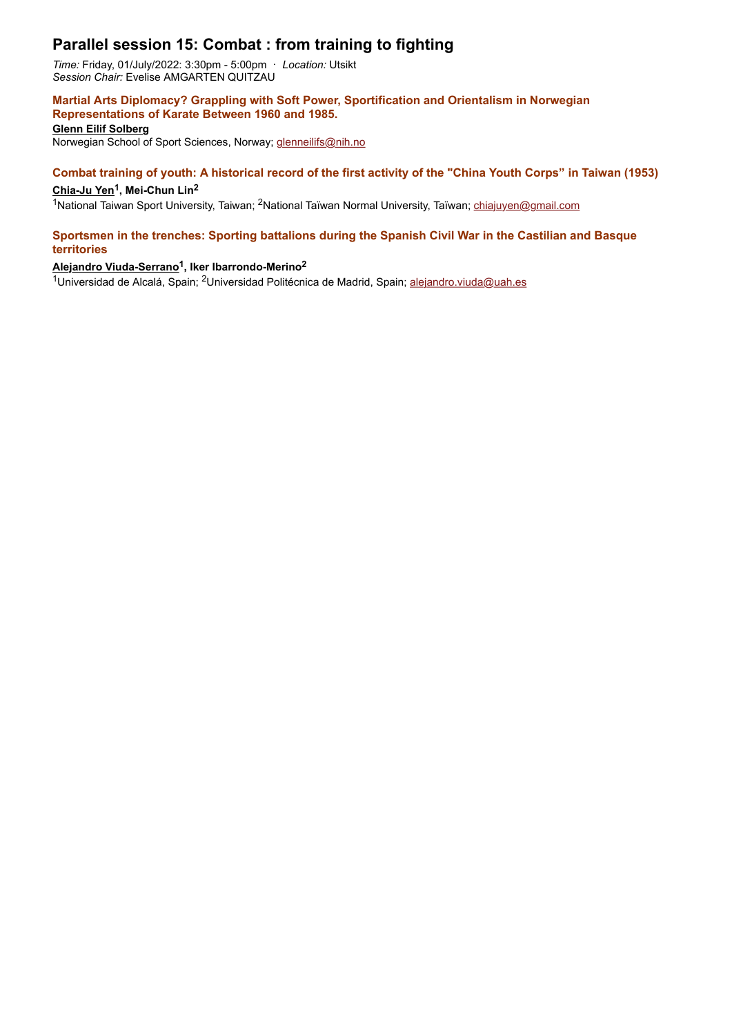# Parallel session 15: Combat : from training to fighting

*Time:* Friday, 01/July/2022: 3:30pm - 5:00pm · *Location:* Utsikt
*Session Chair:* Evelise AMGARTEN QUITZAU

### Martial Arts Diplomacy? Grappling with Soft Power, Sportification and Orientalism in Norwegian Representations of Karate Between 1960 and 1985.

**Glenn Eilif Solberg**
Norwegian School of Sport Sciences, Norway; glenneilifs@nih.no

### Combat training of youth: A historical record of the first activity of the "China Youth Corps" in Taiwan (1953)

**Chia-Ju Yen[1], Mei-Chun Lin[2]**
[1]National Taiwan Sport University, Taiwan; [2]National Taïwan Normal University, Taïwan; chiajuyen@gmail.com

### Sportsmen in the trenches: Sporting battalions during the Spanish Civil War in the Castilian and Basque territories

**Alejandro Viuda-Serrano[1], Iker Ibarrondo-Merino[2]**
[1]Universidad de Alcalá, Spain; [2]Universidad Politécnica de Madrid, Spain; alejandro.viuda@uah.es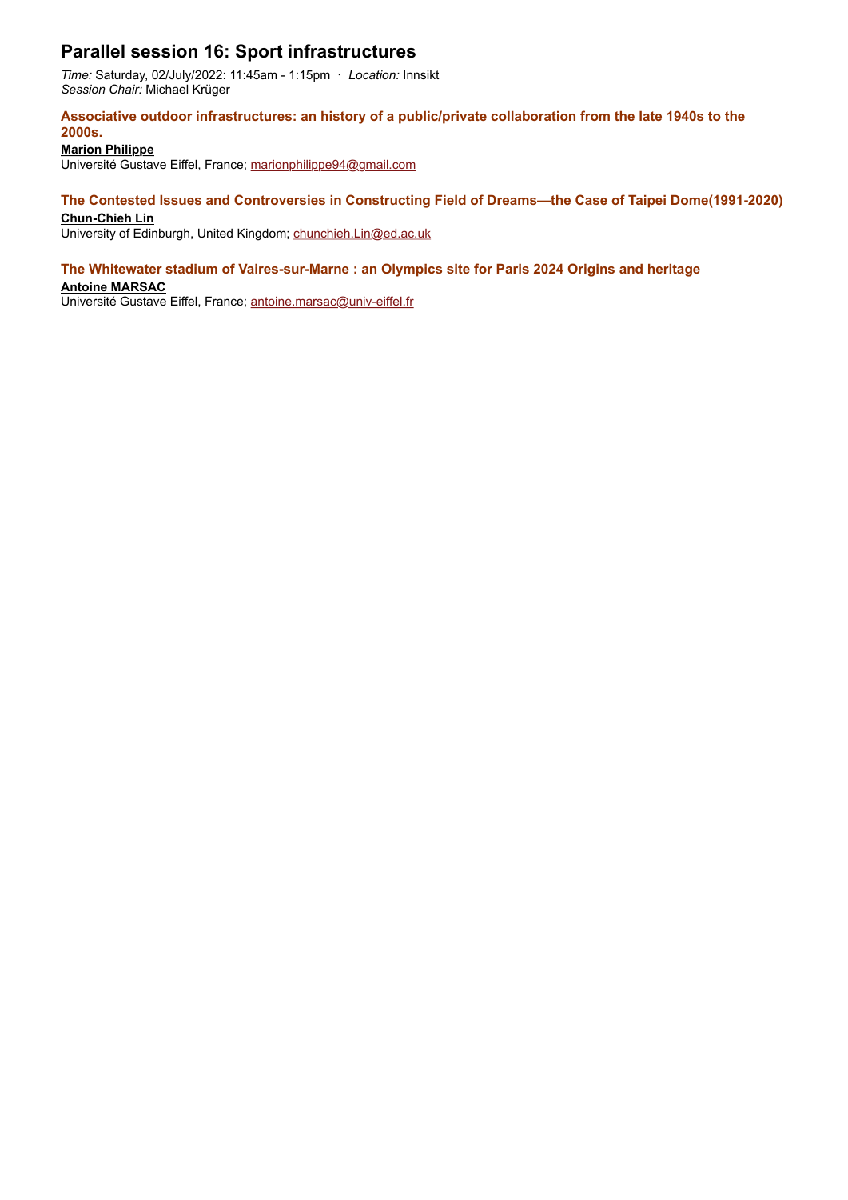# Parallel session 16: Sport infrastructures

*Time:* Saturday, 02/July/2022: 11:45am - 1:15pm · *Location:* Innsikt
*Session Chair:* Michael Krüger

### Associative outdoor infrastructures: an history of a public/private collaboration from the late 1940s to the 2000s.

**Marion Philippe**
Université Gustave Eiffel, France; marionphilippe94@gmail.com

### The Contested Issues and Controversies in Constructing Field of Dreams—the Case of Taipei Dome(1991-2020)

**Chun-Chieh Lin**
University of Edinburgh, United Kingdom; chunchieh.Lin@ed.ac.uk

### The Whitewater stadium of Vaires-sur-Marne : an Olympics site for Paris 2024 Origins and heritage

**Antoine MARSAC**
Université Gustave Eiffel, France; antoine.marsac@univ-eiffel.fr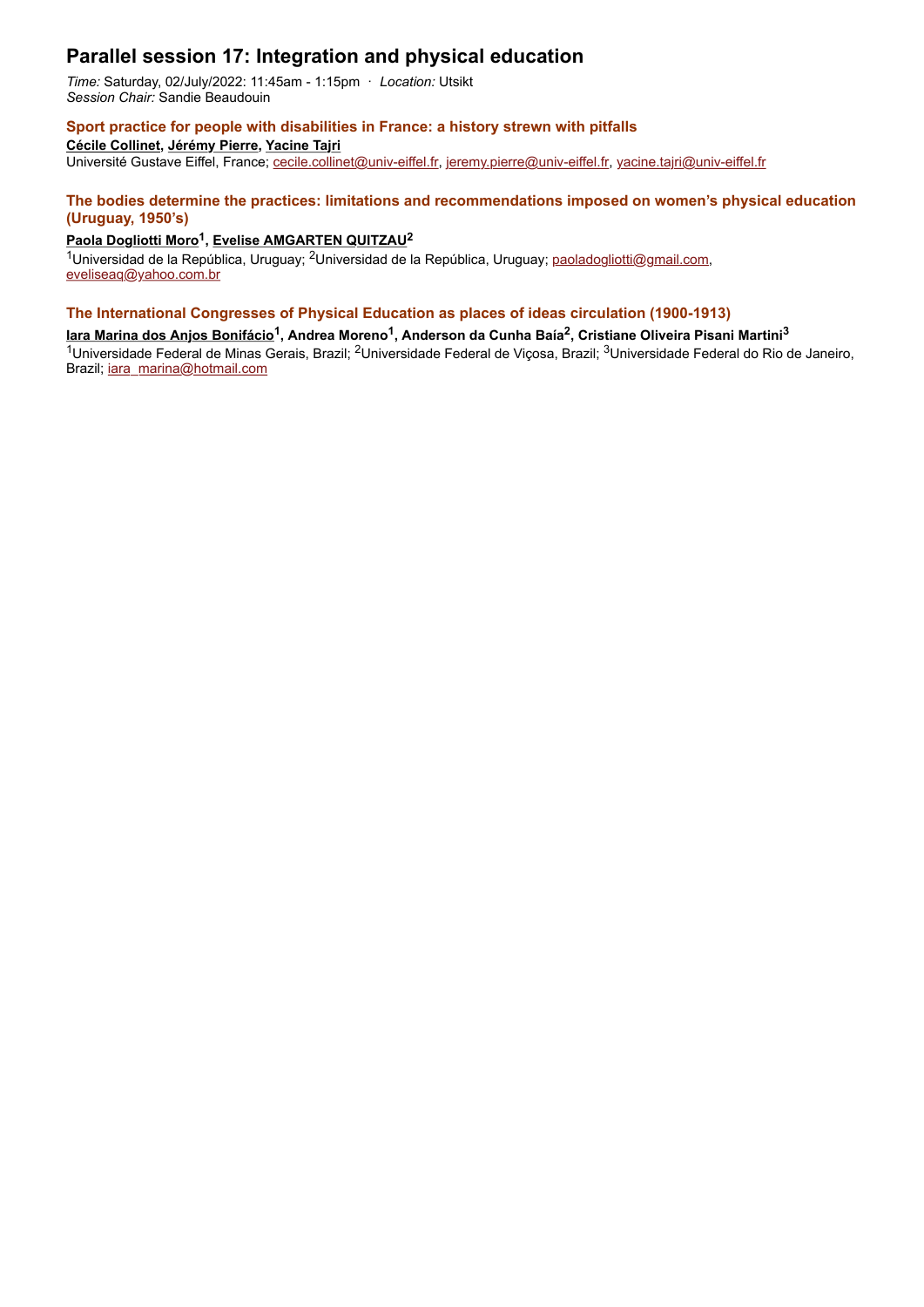# Parallel session 17: Integration and physical education

*Time:* Saturday, 02/July/2022: 11:45am - 1:15pm · *Location:* Utsikt
*Session Chair:* Sandie Beaudouin

### Sport practice for people with disabilities in France: a history strewn with pitfalls

**Cécile Collinet, Jérémy Pierre, Yacine Tajri**
Université Gustave Eiffel, France; cecile.collinet@univ-eiffel.fr, jeremy.pierre@univ-eiffel.fr, yacine.tajri@univ-eiffel.fr

### The bodies determine the practices: limitations and recommendations imposed on women's physical education (Uruguay, 1950's)

**Paola Dogliotti Moro[1], Evelise AMGARTEN QUITZAU[2]**
[1]Universidad de la República, Uruguay; [2]Universidad de la República, Uruguay; paoladogliotti@gmail.com, eveliseaq@yahoo.com.br

### The International Congresses of Physical Education as places of ideas circulation (1900-1913)

**Iara Marina dos Anjos Bonifácio[1], Andrea Moreno[1], Anderson da Cunha Baía[2], Cristiane Oliveira Pisani Martini[3]**
[1]Universidade Federal de Minas Gerais, Brazil; [2]Universidade Federal de Viçosa, Brazil; [3]Universidade Federal do Rio de Janeiro, Brazil; iara_marina@hotmail.com